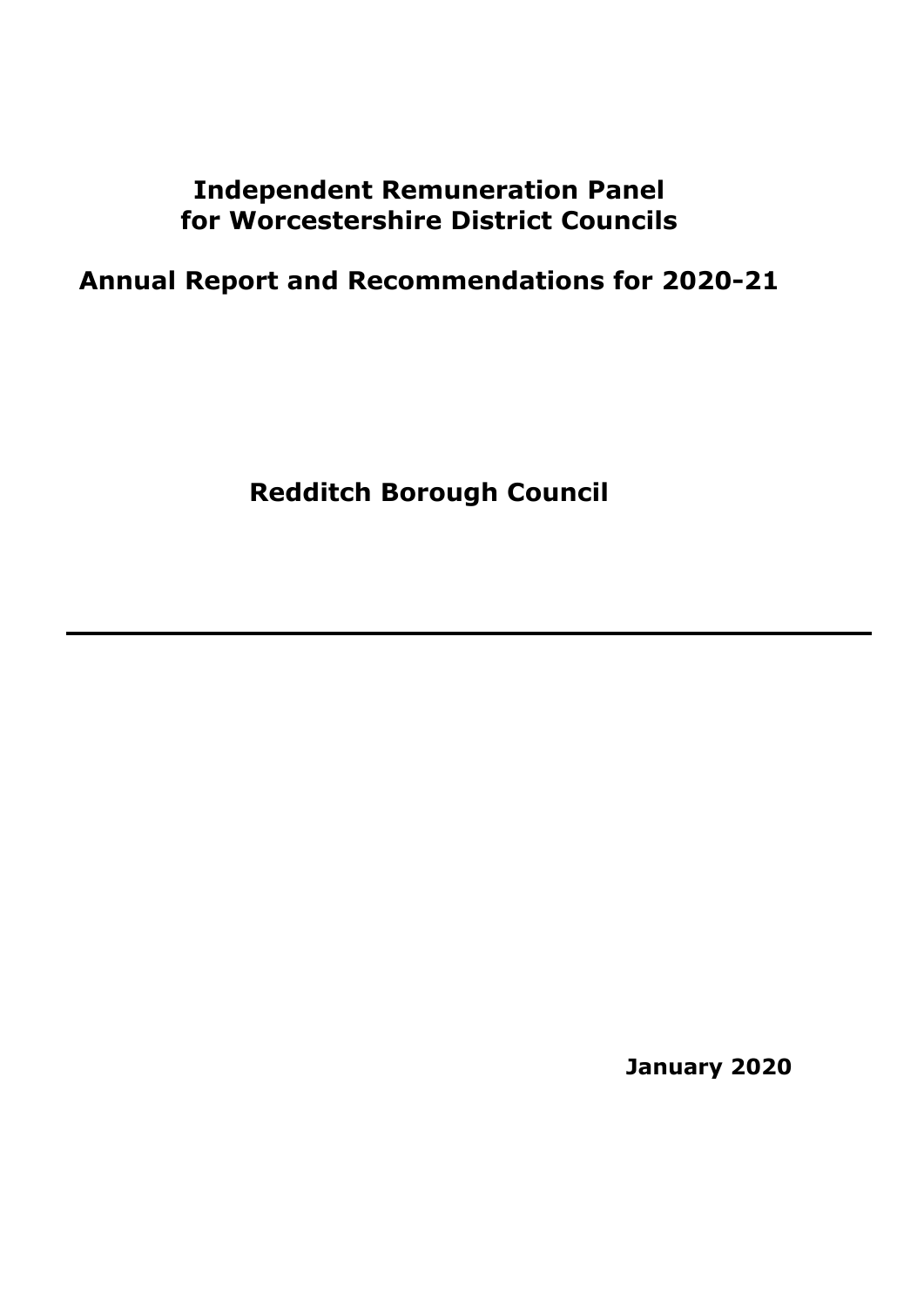# Independent Remuneration Panel for Worcestershire District Councils

## Annual Report and Recommendations for 2020-21

## Redditch Borough Council

---

**January 2020**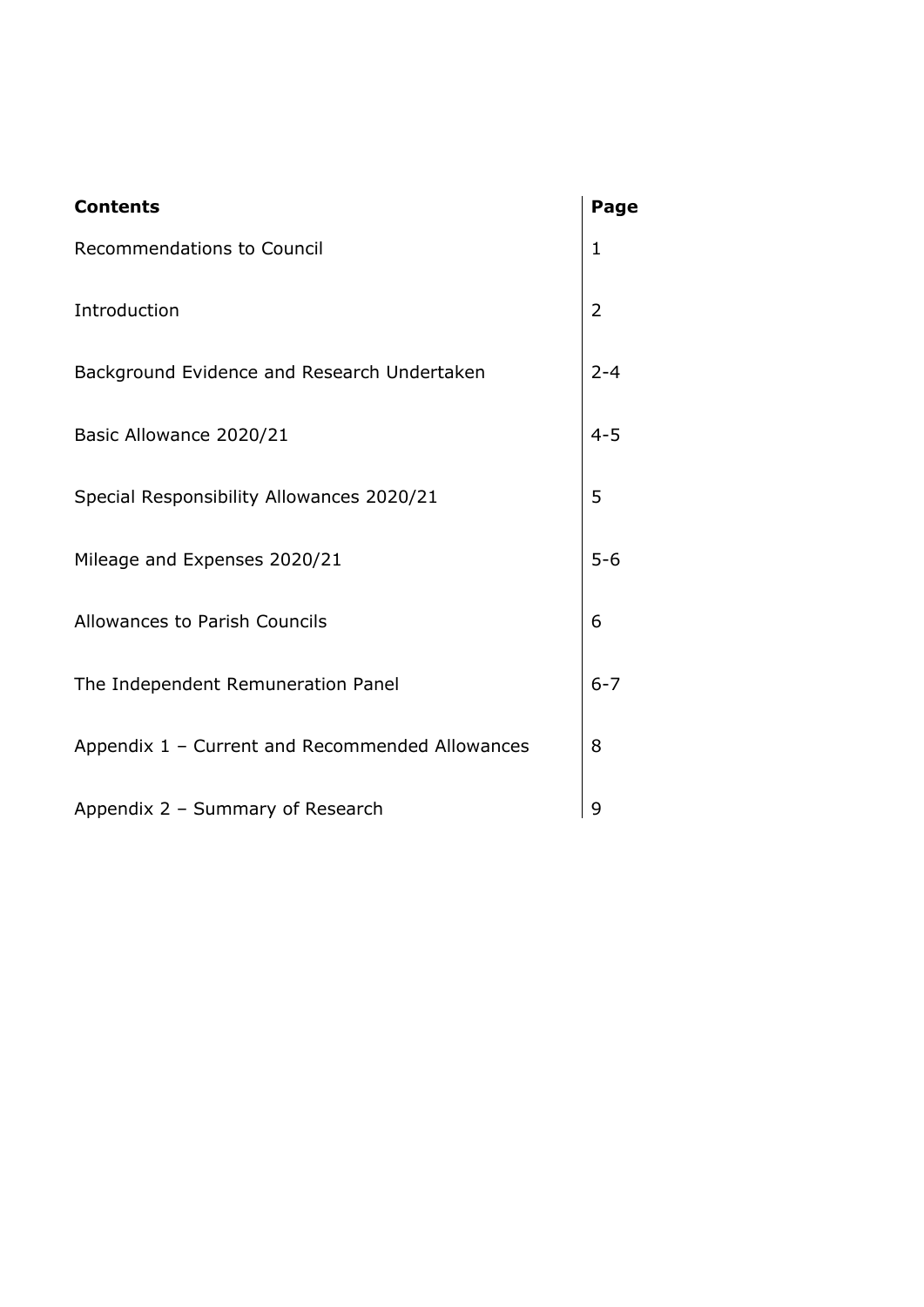| **Contents** | **Page** |
|---|---|
| Recommendations to Council | 1 |
| Introduction | 2 |
| Background Evidence and Research Undertaken | 2-4 |
| Basic Allowance 2020/21 | 4-5 |
| Special Responsibility Allowances 2020/21 | 5 |
| Mileage and Expenses 2020/21 | 5-6 |
| Allowances to Parish Councils | 6 |
| The Independent Remuneration Panel | 6-7 |
| Appendix 1 – Current and Recommended Allowances | 8 |
| Appendix 2 – Summary of Research | 9 |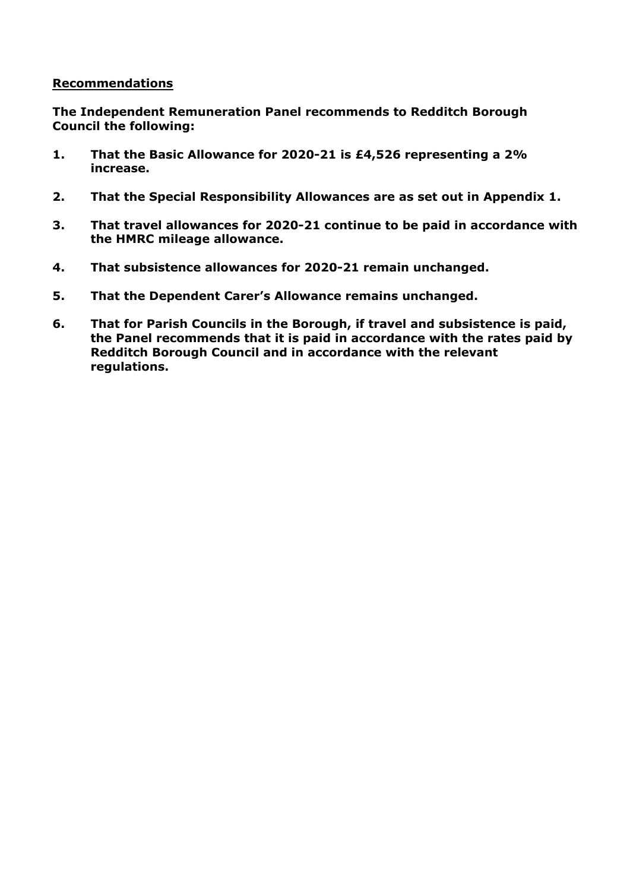## Recommendations

**The Independent Remuneration Panel recommends to Redditch Borough Council the following:**

1. **That the Basic Allowance for 2020-21 is £4,526 representing a 2% increase.**
2. **That the Special Responsibility Allowances are as set out in Appendix 1.**
3. **That travel allowances for 2020-21 continue to be paid in accordance with the HMRC mileage allowance.**
4. **That subsistence allowances for 2020-21 remain unchanged.**
5. **That the Dependent Carer's Allowance remains unchanged.**
6. **That for Parish Councils in the Borough, if travel and subsistence is paid, the Panel recommends that it is paid in accordance with the rates paid by Redditch Borough Council and in accordance with the relevant regulations.**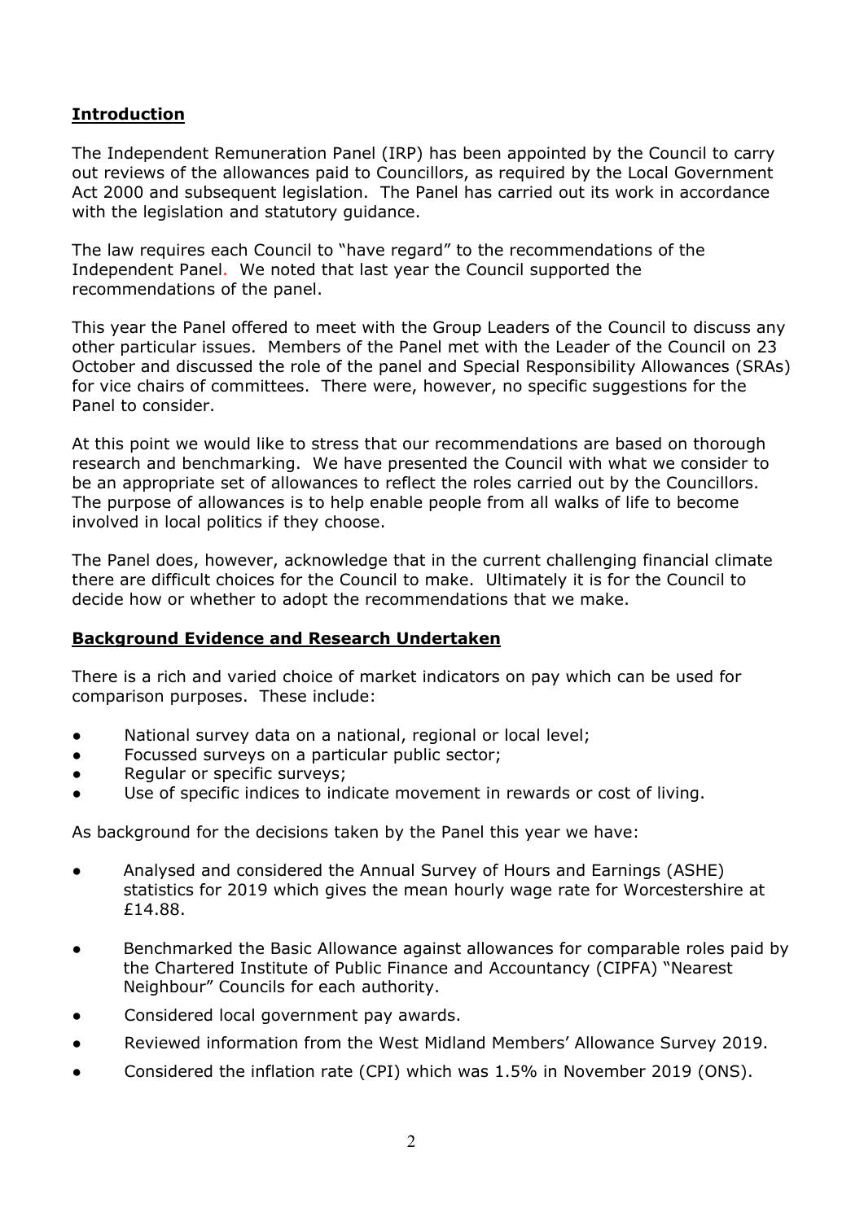## Introduction

The Independent Remuneration Panel (IRP) has been appointed by the Council to carry out reviews of the allowances paid to Councillors, as required by the Local Government Act 2000 and subsequent legislation. The Panel has carried out its work in accordance with the legislation and statutory guidance.

The law requires each Council to "have regard" to the recommendations of the Independent Panel. We noted that last year the Council supported the recommendations of the panel.

This year the Panel offered to meet with the Group Leaders of the Council to discuss any other particular issues. Members of the Panel met with the Leader of the Council on 23 October and discussed the role of the panel and Special Responsibility Allowances (SRAs) for vice chairs of committees. There were, however, no specific suggestions for the Panel to consider.

At this point we would like to stress that our recommendations are based on thorough research and benchmarking. We have presented the Council with what we consider to be an appropriate set of allowances to reflect the roles carried out by the Councillors. The purpose of allowances is to help enable people from all walks of life to become involved in local politics if they choose.

The Panel does, however, acknowledge that in the current challenging financial climate there are difficult choices for the Council to make. Ultimately it is for the Council to decide how or whether to adopt the recommendations that we make.

## Background Evidence and Research Undertaken

There is a rich and varied choice of market indicators on pay which can be used for comparison purposes. These include:

- National survey data on a national, regional or local level;
- Focussed surveys on a particular public sector;
- Regular or specific surveys;
- Use of specific indices to indicate movement in rewards or cost of living.

As background for the decisions taken by the Panel this year we have:

- Analysed and considered the Annual Survey of Hours and Earnings (ASHE) statistics for 2019 which gives the mean hourly wage rate for Worcestershire at £14.88.
- Benchmarked the Basic Allowance against allowances for comparable roles paid by the Chartered Institute of Public Finance and Accountancy (CIPFA) "Nearest Neighbour" Councils for each authority.
- Considered local government pay awards.
- Reviewed information from the West Midland Members' Allowance Survey 2019.
- Considered the inflation rate (CPI) which was 1.5% in November 2019 (ONS).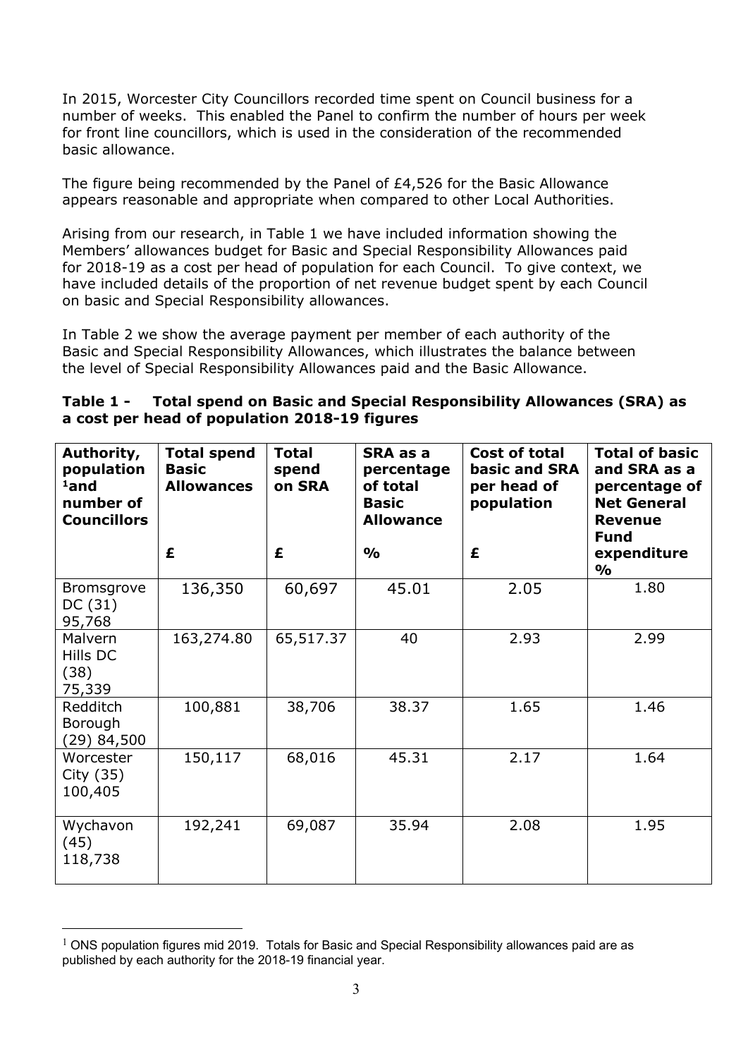In 2015, Worcester City Councillors recorded time spent on Council business for a number of weeks. This enabled the Panel to confirm the number of hours per week for front line councillors, which is used in the consideration of the recommended basic allowance.

The figure being recommended by the Panel of £4,526 for the Basic Allowance appears reasonable and appropriate when compared to other Local Authorities.

Arising from our research, in Table 1 we have included information showing the Members' allowances budget for Basic and Special Responsibility Allowances paid for 2018-19 as a cost per head of population for each Council. To give context, we have included details of the proportion of net revenue budget spent by each Council on basic and Special Responsibility allowances.

In Table 2 we show the average payment per member of each authority of the Basic and Special Responsibility Allowances, which illustrates the balance between the level of Special Responsibility Allowances paid and the Basic Allowance.

**Table 1 - Total spend on Basic and Special Responsibility Allowances (SRA) as a cost per head of population 2018-19 figures**

| Authority, population [1]and number of Councillors | Total spend Basic Allowances £ | Total spend on SRA £ | SRA as a percentage of total Basic Allowance % | Cost of total basic and SRA per head of population £ | Total of basic and SRA as a percentage of Net General Revenue Fund expenditure % |
|---|---|---|---|---|---|
| Bromsgrove DC (31) 95,768 | 136,350 | 60,697 | 45.01 | 2.05 | 1.80 |
| Malvern Hills DC (38) 75,339 | 163,274.80 | 65,517.37 | 40 | 2.93 | 2.99 |
| Redditch Borough (29) 84,500 | 100,881 | 38,706 | 38.37 | 1.65 | 1.46 |
| Worcester City (35) 100,405 | 150,117 | 68,016 | 45.31 | 2.17 | 1.64 |
| Wychavon (45) 118,738 | 192,241 | 69,087 | 35.94 | 2.08 | 1.95 |

[1] ONS population figures mid 2019. Totals for Basic and Special Responsibility allowances paid are as published by each authority for the 2018-19 financial year.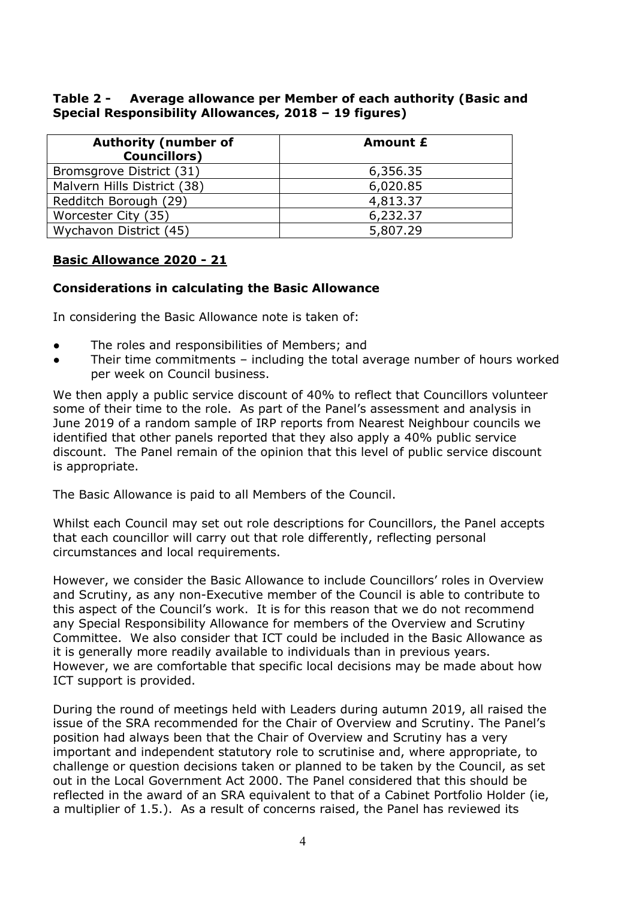**Table 2 - Average allowance per Member of each authority (Basic and Special Responsibility Allowances, 2018 – 19 figures)**

| Authority (number of Councillors) | Amount £ |
|---|---|
| Bromsgrove District (31) | 6,356.35 |
| Malvern Hills District (38) | 6,020.85 |
| Redditch Borough (29) | 4,813.37 |
| Worcester City (35) | 6,232.37 |
| Wychavon District (45) | 5,807.29 |

## **Basic Allowance 2020 - 21**

### Considerations in calculating the Basic Allowance

In considering the Basic Allowance note is taken of:

- The roles and responsibilities of Members; and
- Their time commitments – including the total average number of hours worked per week on Council business.

We then apply a public service discount of 40% to reflect that Councillors volunteer some of their time to the role. As part of the Panel's assessment and analysis in June 2019 of a random sample of IRP reports from Nearest Neighbour councils we identified that other panels reported that they also apply a 40% public service discount. The Panel remain of the opinion that this level of public service discount is appropriate.

The Basic Allowance is paid to all Members of the Council.

Whilst each Council may set out role descriptions for Councillors, the Panel accepts that each councillor will carry out that role differently, reflecting personal circumstances and local requirements.

However, we consider the Basic Allowance to include Councillors' roles in Overview and Scrutiny, as any non-Executive member of the Council is able to contribute to this aspect of the Council's work. It is for this reason that we do not recommend any Special Responsibility Allowance for members of the Overview and Scrutiny Committee. We also consider that ICT could be included in the Basic Allowance as it is generally more readily available to individuals than in previous years. However, we are comfortable that specific local decisions may be made about how ICT support is provided.

During the round of meetings held with Leaders during autumn 2019, all raised the issue of the SRA recommended for the Chair of Overview and Scrutiny. The Panel's position had always been that the Chair of Overview and Scrutiny has a very important and independent statutory role to scrutinise and, where appropriate, to challenge or question decisions taken or planned to be taken by the Council, as set out in the Local Government Act 2000. The Panel considered that this should be reflected in the award of an SRA equivalent to that of a Cabinet Portfolio Holder (ie, a multiplier of 1.5.). As a result of concerns raised, the Panel has reviewed its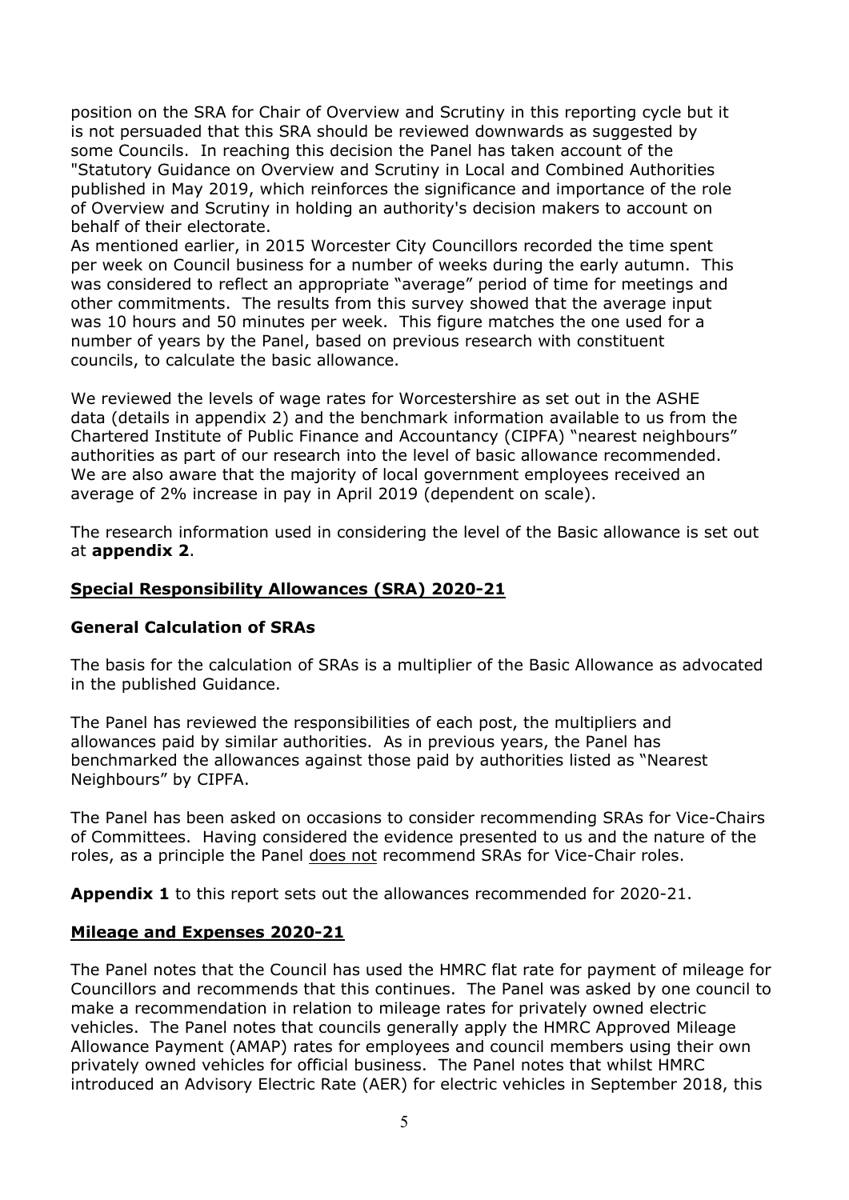position on the SRA for Chair of Overview and Scrutiny in this reporting cycle but it is not persuaded that this SRA should be reviewed downwards as suggested by some Councils. In reaching this decision the Panel has taken account of the "Statutory Guidance on Overview and Scrutiny in Local and Combined Authorities published in May 2019, which reinforces the significance and importance of the role of Overview and Scrutiny in holding an authority's decision makers to account on behalf of their electorate.

As mentioned earlier, in 2015 Worcester City Councillors recorded the time spent per week on Council business for a number of weeks during the early autumn. This was considered to reflect an appropriate "average" period of time for meetings and other commitments. The results from this survey showed that the average input was 10 hours and 50 minutes per week. This figure matches the one used for a number of years by the Panel, based on previous research with constituent councils, to calculate the basic allowance.

We reviewed the levels of wage rates for Worcestershire as set out in the ASHE data (details in appendix 2) and the benchmark information available to us from the Chartered Institute of Public Finance and Accountancy (CIPFA) "nearest neighbours" authorities as part of our research into the level of basic allowance recommended. We are also aware that the majority of local government employees received an average of 2% increase in pay in April 2019 (dependent on scale).

The research information used in considering the level of the Basic allowance is set out at **appendix 2**.

## Special Responsibility Allowances (SRA) 2020-21

### General Calculation of SRAs

The basis for the calculation of SRAs is a multiplier of the Basic Allowance as advocated in the published Guidance.

The Panel has reviewed the responsibilities of each post, the multipliers and allowances paid by similar authorities. As in previous years, the Panel has benchmarked the allowances against those paid by authorities listed as "Nearest Neighbours" by CIPFA.

The Panel has been asked on occasions to consider recommending SRAs for Vice-Chairs of Committees. Having considered the evidence presented to us and the nature of the roles, as a principle the Panel does not recommend SRAs for Vice-Chair roles.

**Appendix 1** to this report sets out the allowances recommended for 2020-21.

## Mileage and Expenses 2020-21

The Panel notes that the Council has used the HMRC flat rate for payment of mileage for Councillors and recommends that this continues. The Panel was asked by one council to make a recommendation in relation to mileage rates for privately owned electric vehicles. The Panel notes that councils generally apply the HMRC Approved Mileage Allowance Payment (AMAP) rates for employees and council members using their own privately owned vehicles for official business. The Panel notes that whilst HMRC introduced an Advisory Electric Rate (AER) for electric vehicles in September 2018, this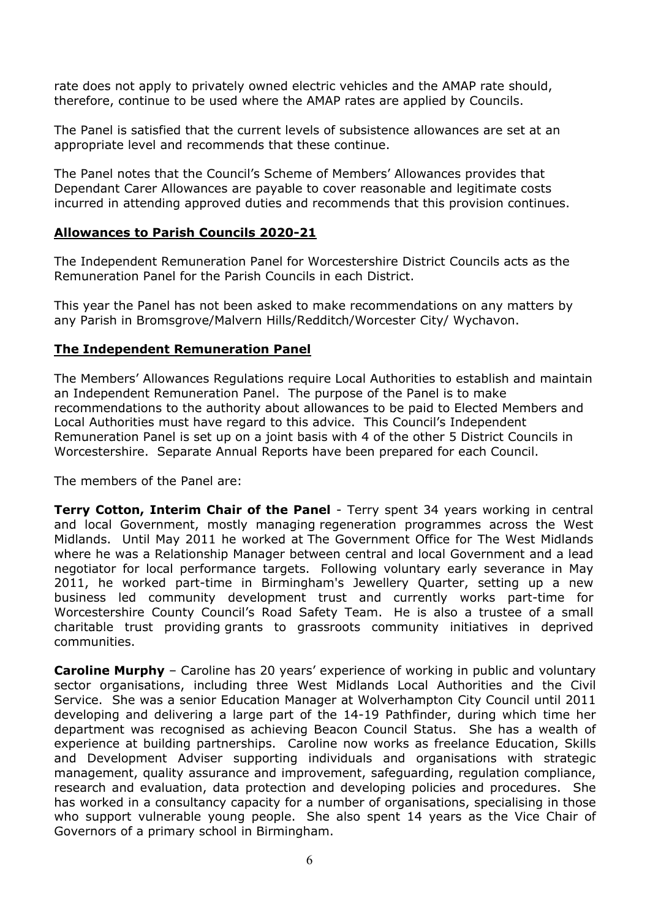rate does not apply to privately owned electric vehicles and the AMAP rate should, therefore, continue to be used where the AMAP rates are applied by Councils.

The Panel is satisfied that the current levels of subsistence allowances are set at an appropriate level and recommends that these continue.

The Panel notes that the Council's Scheme of Members' Allowances provides that Dependant Carer Allowances are payable to cover reasonable and legitimate costs incurred in attending approved duties and recommends that this provision continues.

## Allowances to Parish Councils 2020-21

The Independent Remuneration Panel for Worcestershire District Councils acts as the Remuneration Panel for the Parish Councils in each District.

This year the Panel has not been asked to make recommendations on any matters by any Parish in Bromsgrove/Malvern Hills/Redditch/Worcester City/ Wychavon.

## The Independent Remuneration Panel

The Members' Allowances Regulations require Local Authorities to establish and maintain an Independent Remuneration Panel. The purpose of the Panel is to make recommendations to the authority about allowances to be paid to Elected Members and Local Authorities must have regard to this advice. This Council's Independent Remuneration Panel is set up on a joint basis with 4 of the other 5 District Councils in Worcestershire. Separate Annual Reports have been prepared for each Council.

The members of the Panel are:

**Terry Cotton, Interim Chair of the Panel** - Terry spent 34 years working in central and local Government, mostly managing regeneration programmes across the West Midlands. Until May 2011 he worked at The Government Office for The West Midlands where he was a Relationship Manager between central and local Government and a lead negotiator for local performance targets. Following voluntary early severance in May 2011, he worked part-time in Birmingham's Jewellery Quarter, setting up a new business led community development trust and currently works part-time for Worcestershire County Council's Road Safety Team. He is also a trustee of a small charitable trust providing grants to grassroots community initiatives in deprived communities.

**Caroline Murphy** – Caroline has 20 years' experience of working in public and voluntary sector organisations, including three West Midlands Local Authorities and the Civil Service. She was a senior Education Manager at Wolverhampton City Council until 2011 developing and delivering a large part of the 14-19 Pathfinder, during which time her department was recognised as achieving Beacon Council Status. She has a wealth of experience at building partnerships. Caroline now works as freelance Education, Skills and Development Adviser supporting individuals and organisations with strategic management, quality assurance and improvement, safeguarding, regulation compliance, research and evaluation, data protection and developing policies and procedures. She has worked in a consultancy capacity for a number of organisations, specialising in those who support vulnerable young people. She also spent 14 years as the Vice Chair of Governors of a primary school in Birmingham.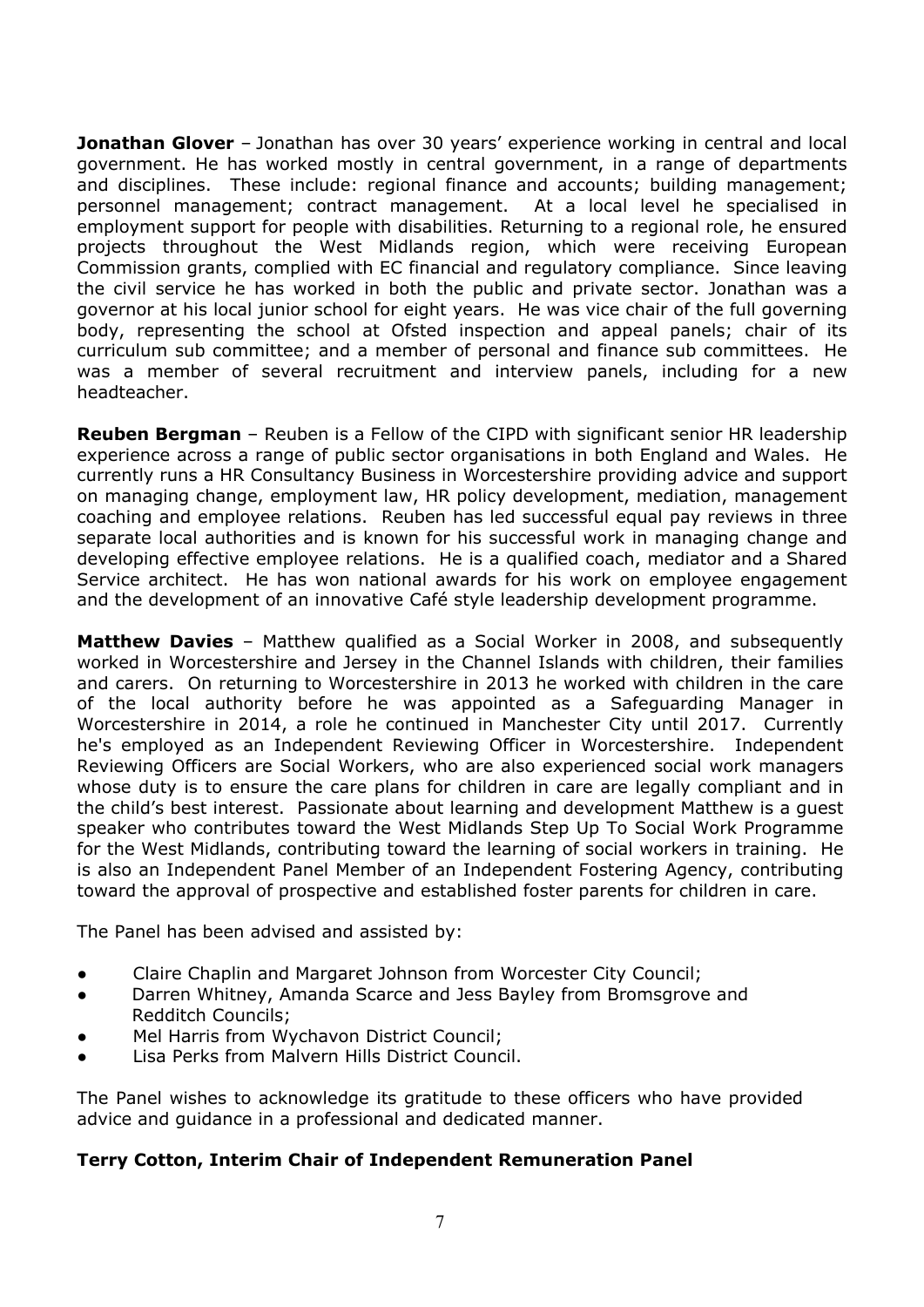**Jonathan Glover** – Jonathan has over 30 years' experience working in central and local government. He has worked mostly in central government, in a range of departments and disciplines. These include: regional finance and accounts; building management; personnel management; contract management. At a local level he specialised in employment support for people with disabilities. Returning to a regional role, he ensured projects throughout the West Midlands region, which were receiving European Commission grants, complied with EC financial and regulatory compliance. Since leaving the civil service he has worked in both the public and private sector. Jonathan was a governor at his local junior school for eight years. He was vice chair of the full governing body, representing the school at Ofsted inspection and appeal panels; chair of its curriculum sub committee; and a member of personal and finance sub committees. He was a member of several recruitment and interview panels, including for a new headteacher.

**Reuben Bergman** – Reuben is a Fellow of the CIPD with significant senior HR leadership experience across a range of public sector organisations in both England and Wales. He currently runs a HR Consultancy Business in Worcestershire providing advice and support on managing change, employment law, HR policy development, mediation, management coaching and employee relations. Reuben has led successful equal pay reviews in three separate local authorities and is known for his successful work in managing change and developing effective employee relations. He is a qualified coach, mediator and a Shared Service architect. He has won national awards for his work on employee engagement and the development of an innovative Café style leadership development programme.

**Matthew Davies** – Matthew qualified as a Social Worker in 2008, and subsequently worked in Worcestershire and Jersey in the Channel Islands with children, their families and carers. On returning to Worcestershire in 2013 he worked with children in the care of the local authority before he was appointed as a Safeguarding Manager in Worcestershire in 2014, a role he continued in Manchester City until 2017. Currently he's employed as an Independent Reviewing Officer in Worcestershire. Independent Reviewing Officers are Social Workers, who are also experienced social work managers whose duty is to ensure the care plans for children in care are legally compliant and in the child's best interest. Passionate about learning and development Matthew is a guest speaker who contributes toward the West Midlands Step Up To Social Work Programme for the West Midlands, contributing toward the learning of social workers in training. He is also an Independent Panel Member of an Independent Fostering Agency, contributing toward the approval of prospective and established foster parents for children in care.

The Panel has been advised and assisted by:

- Claire Chaplin and Margaret Johnson from Worcester City Council;
- Darren Whitney, Amanda Scarce and Jess Bayley from Bromsgrove and Redditch Councils;
- Mel Harris from Wychavon District Council;
- Lisa Perks from Malvern Hills District Council.

The Panel wishes to acknowledge its gratitude to these officers who have provided advice and guidance in a professional and dedicated manner.

**Terry Cotton, Interim Chair of Independent Remuneration Panel**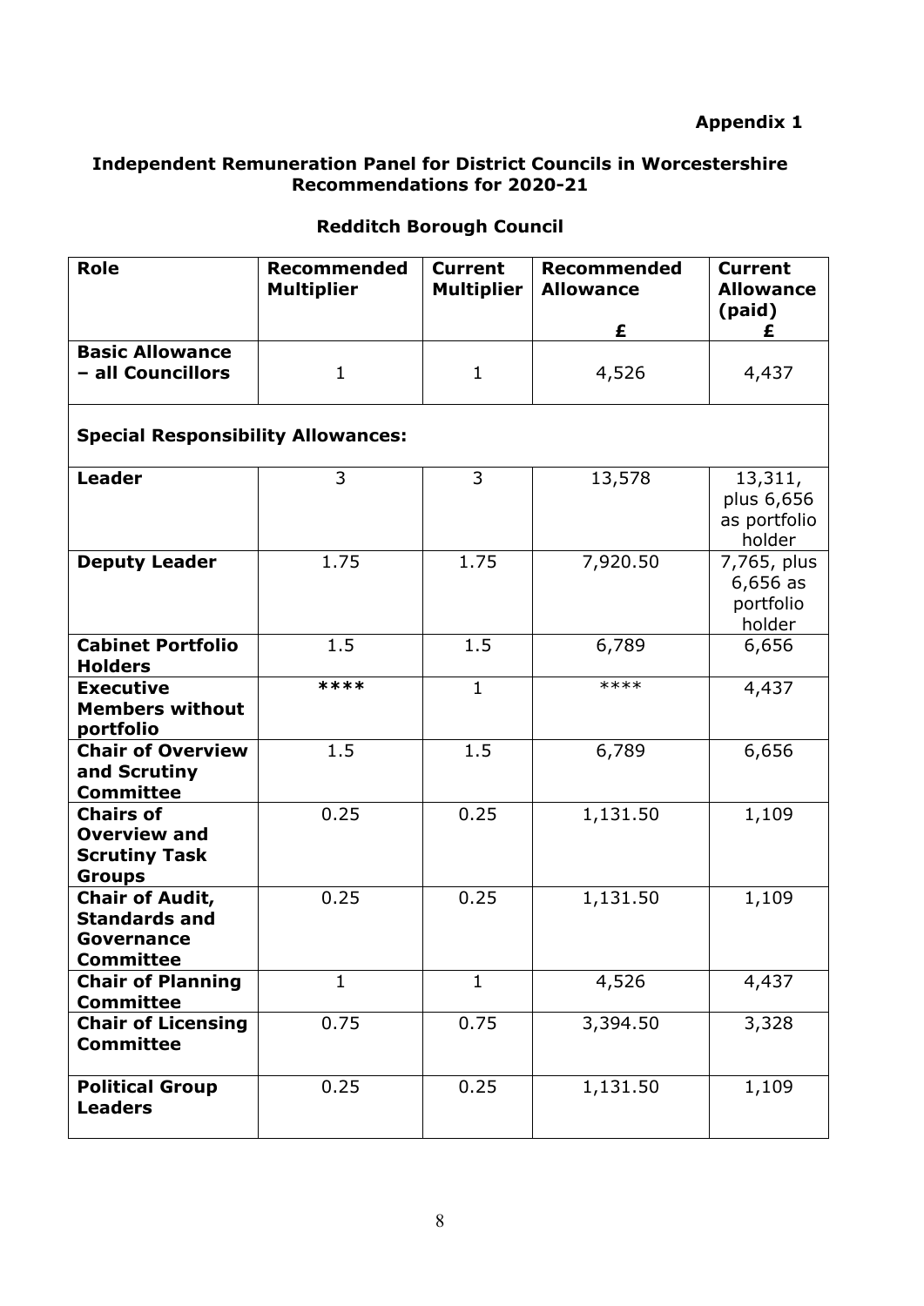**Appendix 1**

**Independent Remuneration Panel for District Councils in Worcestershire Recommendations for 2020-21**

**Redditch Borough Council**

| Role | Recommended Multiplier | Current Multiplier | Recommended Allowance £ | Current Allowance (paid) £ |
|---|---|---|---|---|
| **Basic Allowance – all Councillors** | 1 | 1 | 4,526 | 4,437 |
| **Special Responsibility Allowances:** | | | | |
| **Leader** | 3 | 3 | 13,578 | 13,311, plus 6,656 as portfolio holder |
| **Deputy Leader** | 1.75 | 1.75 | 7,920.50 | 7,765, plus 6,656 as portfolio holder |
| **Cabinet Portfolio Holders** | 1.5 | 1.5 | 6,789 | 6,656 |
| **Executive Members without portfolio** | **** | 1 | **** | 4,437 |
| **Chair of Overview and Scrutiny Committee** | 1.5 | 1.5 | 6,789 | 6,656 |
| **Chairs of Overview and Scrutiny Task Groups** | 0.25 | 0.25 | 1,131.50 | 1,109 |
| **Chair of Audit, Standards and Governance Committee** | 0.25 | 0.25 | 1,131.50 | 1,109 |
| **Chair of Planning Committee** | 1 | 1 | 4,526 | 4,437 |
| **Chair of Licensing Committee** | 0.75 | 0.75 | 3,394.50 | 3,328 |
| **Political Group Leaders** | 0.25 | 0.25 | 1,131.50 | 1,109 |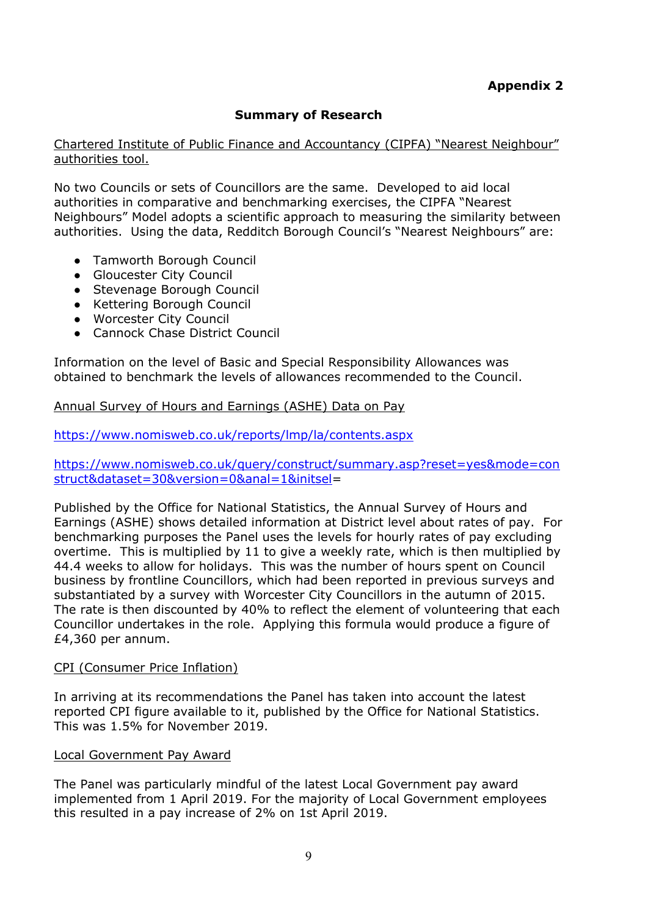**Appendix 2**

## Summary of Research

Chartered Institute of Public Finance and Accountancy (CIPFA) "Nearest Neighbour" authorities tool.

No two Councils or sets of Councillors are the same. Developed to aid local authorities in comparative and benchmarking exercises, the CIPFA "Nearest Neighbours" Model adopts a scientific approach to measuring the similarity between authorities. Using the data, Redditch Borough Council's "Nearest Neighbours" are:

- Tamworth Borough Council
- Gloucester City Council
- Stevenage Borough Council
- Kettering Borough Council
- Worcester City Council
- Cannock Chase District Council

Information on the level of Basic and Special Responsibility Allowances was obtained to benchmark the levels of allowances recommended to the Council.

Annual Survey of Hours and Earnings (ASHE) Data on Pay

https://www.nomisweb.co.uk/reports/lmp/la/contents.aspx

https://www.nomisweb.co.uk/query/construct/summary.asp?reset=yes&mode=construct&dataset=30&version=0&anal=1&initsel=

Published by the Office for National Statistics, the Annual Survey of Hours and Earnings (ASHE) shows detailed information at District level about rates of pay. For benchmarking purposes the Panel uses the levels for hourly rates of pay excluding overtime. This is multiplied by 11 to give a weekly rate, which is then multiplied by 44.4 weeks to allow for holidays. This was the number of hours spent on Council business by frontline Councillors, which had been reported in previous surveys and substantiated by a survey with Worcester City Councillors in the autumn of 2015. The rate is then discounted by 40% to reflect the element of volunteering that each Councillor undertakes in the role. Applying this formula would produce a figure of £4,360 per annum.

CPI (Consumer Price Inflation)

In arriving at its recommendations the Panel has taken into account the latest reported CPI figure available to it, published by the Office for National Statistics. This was 1.5% for November 2019.

Local Government Pay Award

The Panel was particularly mindful of the latest Local Government pay award implemented from 1 April 2019. For the majority of Local Government employees this resulted in a pay increase of 2% on 1st April 2019.